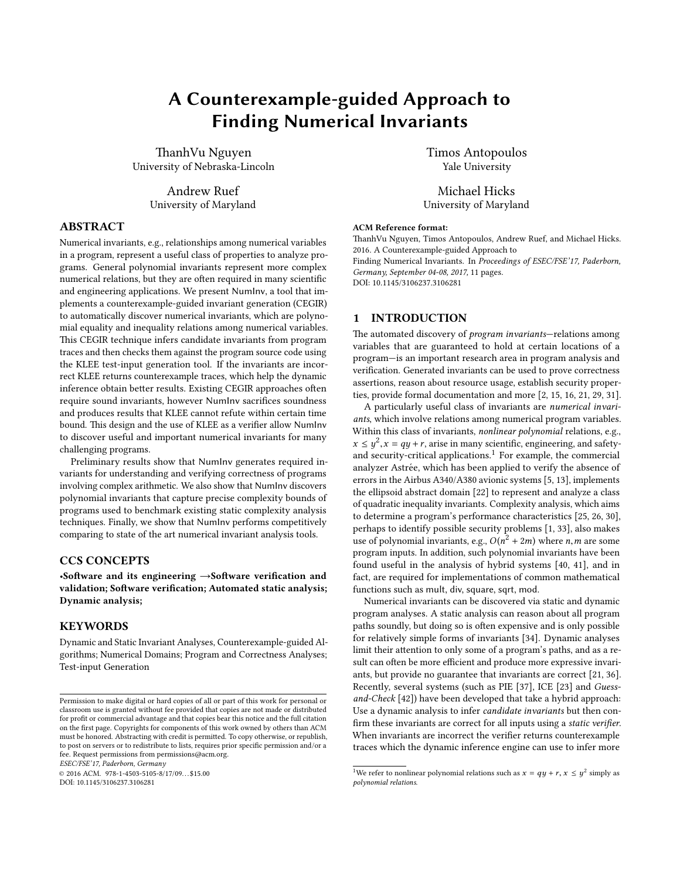# A Counterexample-guided Approach to Finding Numerical Invariants

ThanhVu Nguyen
University of Nebraska-Lincoln

Timos Antopoulos
Yale University

Andrew Ruef
University of Maryland

Michael Hicks
University of Maryland

## ABSTRACT

Numerical invariants, e.g., relationships among numerical variables in a program, represent a useful class of properties to analyze programs. General polynomial invariants represent more complex numerical relations, but they are often required in many scientific and engineering applications. We present NumInv, a tool that implements a counterexample-guided invariant generation (CEGIR) to automatically discover numerical invariants, which are polynomial equality and inequality relations among numerical variables. This CEGIR technique infers candidate invariants from program traces and then checks them against the program source code using the KLEE test-input generation tool. If the invariants are incorrect KLEE returns counterexample traces, which help the dynamic inference obtain better results. Existing CEGIR approaches often require sound invariants, however NumInv sacrifices soundness and produces results that KLEE cannot refute within certain time bound. This design and the use of KLEE as a verifier allow NumInv to discover useful and important numerical invariants for many challenging programs.

Preliminary results show that NumInv generates required invariants for understanding and verifying correctness of programs involving complex arithmetic. We also show that NumInv discovers polynomial invariants that capture precise complexity bounds of programs used to benchmark existing static complexity analysis techniques. Finally, we show that NumInv performs competitively comparing to state of the art numerical invariant analysis tools.

## CCS CONCEPTS

**•Software and its engineering →Software verification and validation; Software verification; Automated static analysis; Dynamic analysis;**

## KEYWORDS

Dynamic and Static Invariant Analyses, Counterexample-guided Algorithms; Numerical Domains; Program and Correctness Analyses; Test-input Generation

Permission to make digital or hard copies of all or part of this work for personal or classroom use is granted without fee provided that copies are not made or distributed for profit or commercial advantage and that copies bear this notice and the full citation on the first page. Copyrights for components of this work owned by others than ACM must be honored. Abstracting with credit is permitted. To copy otherwise, or republish, to post on servers or to redistribute to lists, requires prior specific permission and/or a fee. Request permissions from permissions@acm.org.
*ESEC/FSE'17, Paderborn, Germany*
© 2016 ACM. 978-1-4503-5105-8/17/09…$15.00
DOI: 10.1145/3106237.3106281

**ACM Reference format:**
ThanhVu Nguyen, Timos Antopoulos, Andrew Ruef, and Michael Hicks. 2016. A Counterexample-guided Approach to Finding Numerical Invariants. In *Proceedings of ESEC/FSE'17, Paderborn, Germany, September 04-08, 2017,* 11 pages.
DOI: 10.1145/3106237.3106281

## 1 INTRODUCTION

The automated discovery of *program invariants*—relations among variables that are guaranteed to hold at certain locations of a program—is an important research area in program analysis and verification. Generated invariants can be used to prove correctness assertions, reason about resource usage, establish security properties, provide formal documentation and more [2, 15, 16, 21, 29, 31].

A particularly useful class of invariants are *numerical invariants*, which involve relations among numerical program variables. Within this class of invariants, *nonlinear polynomial* relations, e.g., $x \leq y^2, x = qy + r$, arise in many scientific, engineering, and safety- and security-critical applications.[1] For example, the commercial analyzer Astrée, which has been applied to verify the absence of errors in the Airbus A340/A380 avionic systems [5, 13], implements the ellipsoid abstract domain [22] to represent and analyze a class of quadratic inequality invariants. Complexity analysis, which aims to determine a program's performance characteristics [25, 26, 30], perhaps to identify possible security problems [1, 33], also makes use of polynomial invariants, e.g., $O(n^2 + 2m)$ where $n, m$ are some program inputs. In addition, such polynomial invariants have been found useful in the analysis of hybrid systems [40, 41], and in fact, are required for implementations of common mathematical functions such as mult, div, square, sqrt, mod.

Numerical invariants can be discovered via static and dynamic program analyses. A static analysis can reason about all program paths soundly, but doing so is often expensive and is only possible for relatively simple forms of invariants [34]. Dynamic analyses limit their attention to only some of a program's paths, and as a result can often be more efficient and produce more expressive invariants, but provide no guarantee that invariants are correct [21, 36]. Recently, several systems (such as PIE [37], ICE [23] and *Guess-and-Check* [42]) have been developed that take a hybrid approach: Use a dynamic analysis to infer *candidate invariants* but then confirm these invariants are correct for all inputs using a *static verifier*. When invariants are incorrect the verifier returns counterexample traces which the dynamic inference engine can use to infer more

[1] We refer to nonlinear polynomial relations such as $x = qy + r, x \leq y^2$ simply as *polynomial relations*.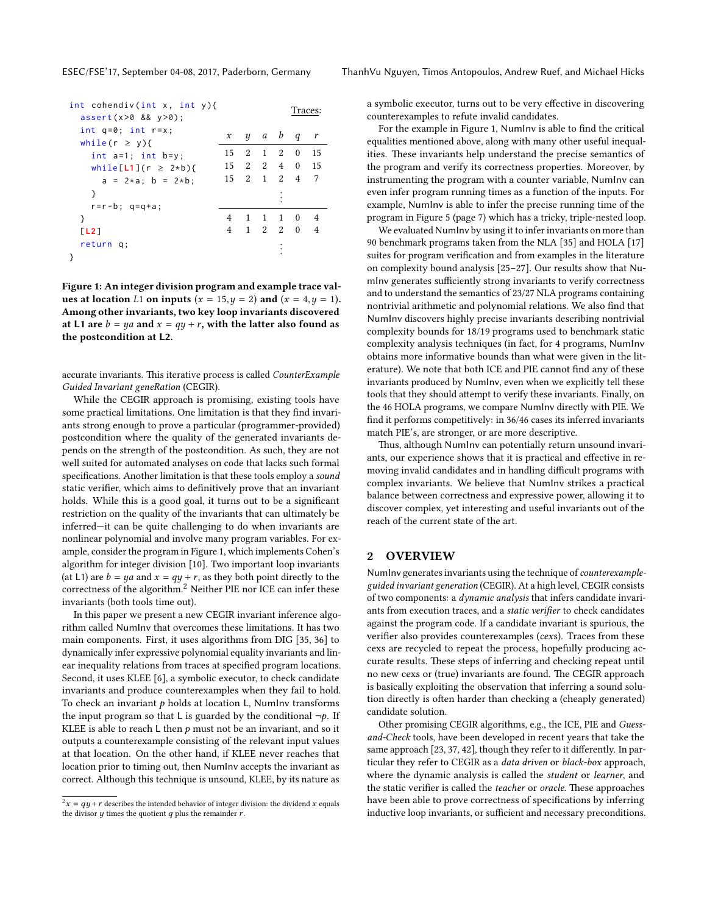```
int cohendiv(int x, int y){
  assert(x>0 && y>0);
  int q=0; int r=x;
  while(r ≥ y){
    int a=1; int b=y;
    while[L1](r ≥ 2*b){
      a = 2*a; b = 2*b;
    }
    r=r-b; q=q+a;
  }
  [L2]
  return q;
}
```

Traces:

| $x$ | $y$ | $a$ | $b$ | $q$ | $r$ |
|---|---|---|---|---|---|
| 15 | 2 | 1 | 2 | 0 | 15 |
| 15 | 2 | 2 | 4 | 0 | 15 |
| 15 | 2 | 1 | 2 | 4 | 7 |
| | | | ⋮ | | |
| 4 | 1 | 1 | 1 | 0 | 4 |
| 4 | 1 | 2 | 2 | 0 | 4 |
| | | | ⋮ | | |

**Figure 1: An integer division program and example trace values at location $L1$ on inputs $(x = 15, y = 2)$ and $(x = 4, y = 1)$. Among other invariants, two key loop invariants discovered at L1 are $b = ya$ and $x = qy + r$, with the latter also found as the postcondition at L2.**

accurate invariants. This iterative process is called *CounterExample Guided Invariant geneRation* (CEGIR).

While the CEGIR approach is promising, existing tools have some practical limitations. One limitation is that they find invariants strong enough to prove a particular (programmer-provided) postcondition where the quality of the generated invariants depends on the strength of the postcondition. As such, they are not well suited for automated analyses on code that lacks such formal specifications. Another limitation is that these tools employ a *sound* static verifier, which aims to definitively prove that an invariant holds. While this is a good goal, it turns out to be a significant restriction on the quality of the invariants that can ultimately be inferred—it can be quite challenging to do when invariants are nonlinear polynomial and involve many program variables. For example, consider the program in Figure 1, which implements Cohen's algorithm for integer division [10]. Two important loop invariants (at L1) are $b = ya$ and $x = qy + r$, as they both point directly to the correctness of the algorithm.[2] Neither PIE nor ICE can infer these invariants (both tools time out).

In this paper we present a new CEGIR invariant inference algorithm called NumInv that overcomes these limitations. It has two main components. First, it uses algorithms from DIG [35, 36] to dynamically infer expressive polynomial equality invariants and linear inequality relations from traces at specified program locations. Second, it uses KLEE [6], a symbolic executor, to check candidate invariants and produce counterexamples when they fail to hold. To check an invariant $p$ holds at location L, NumInv transforms the input program so that L is guarded by the conditional $\neg p$. If KLEE is able to reach L then $p$ must not be an invariant, and so it outputs a counterexample consisting of the relevant input values at that location. On the other hand, if KLEE never reaches that location prior to timing out, then NumInv accepts the invariant as correct. Although this technique is unsound, KLEE, by its nature as a symbolic executor, turns out to be very effective in discovering counterexamples to refute invalid candidates.

For the example in Figure 1, NumInv is able to find the critical equalities mentioned above, along with many other useful inequalities. These invariants help understand the precise semantics of the program and verify its correctness properties. Moreover, by instrumenting the program with a counter variable, NumInv can even infer program running times as a function of the inputs. For example, NumInv is able to infer the precise running time of the program in Figure 5 (page 7) which has a tricky, triple-nested loop.

We evaluated NumInv by using it to infer invariants on more than 90 benchmark programs taken from the NLA [35] and HOLA [17] suites for program verification and from examples in the literature on complexity bound analysis [25–27]. Our results show that NumInv generates sufficiently strong invariants to verify correctness and to understand the semantics of 23/27 NLA programs containing nontrivial arithmetic and polynomial relations. We also find that NumInv discovers highly precise invariants describing nontrivial complexity bounds for 18/19 programs used to benchmark static complexity analysis techniques (in fact, for 4 programs, NumInv obtains more informative bounds than what were given in the literature). We note that both ICE and PIE cannot find any of these invariants produced by NumInv, even when we explicitly tell these tools that they should attempt to verify these invariants. Finally, on the 46 HOLA programs, we compare NumInv directly with PIE. We find it performs competitively: in 36/46 cases its inferred invariants match PIE's, are stronger, or are more descriptive.

Thus, although NumInv can potentially return unsound invariants, our experience shows that it is practical and effective in removing invalid candidates and in handling difficult programs with complex invariants. We believe that NumInv strikes a practical balance between correctness and expressive power, allowing it to discover complex, yet interesting and useful invariants out of the reach of the current state of the art.

## 2 OVERVIEW

NumInv generates invariants using the technique of *counterexample-guided invariant generation* (CEGIR). At a high level, CEGIR consists of two components: a *dynamic analysis* that infers candidate invariants from execution traces, and a *static verifier* to check candidates against the program code. If a candidate invariant is spurious, the verifier also provides counterexamples (*cexs*). Traces from these cexs are recycled to repeat the process, hopefully producing accurate results. These steps of inferring and checking repeat until no new cexs or (true) invariants are found. The CEGIR approach is basically exploiting the observation that inferring a sound solution directly is often harder than checking a (cheaply generated) candidate solution.

Other promising CEGIR algorithms, e.g., the ICE, PIE and *Guess-and-Check* tools, have been developed in recent years that take the same approach [23, 37, 42], though they refer to it differently. In particular they refer to CEGIR as a *data driven* or *black-box* approach, where the dynamic analysis is called the *student* or *learner*, and the static verifier is called the *teacher* or *oracle*. These approaches have been able to prove correctness of specifications by inferring inductive loop invariants, or sufficient and necessary preconditions.

[2] $x = qy + r$ describes the intended behavior of integer division: the dividend $x$ equals the divisor $y$ times the quotient $q$ plus the remainder $r$.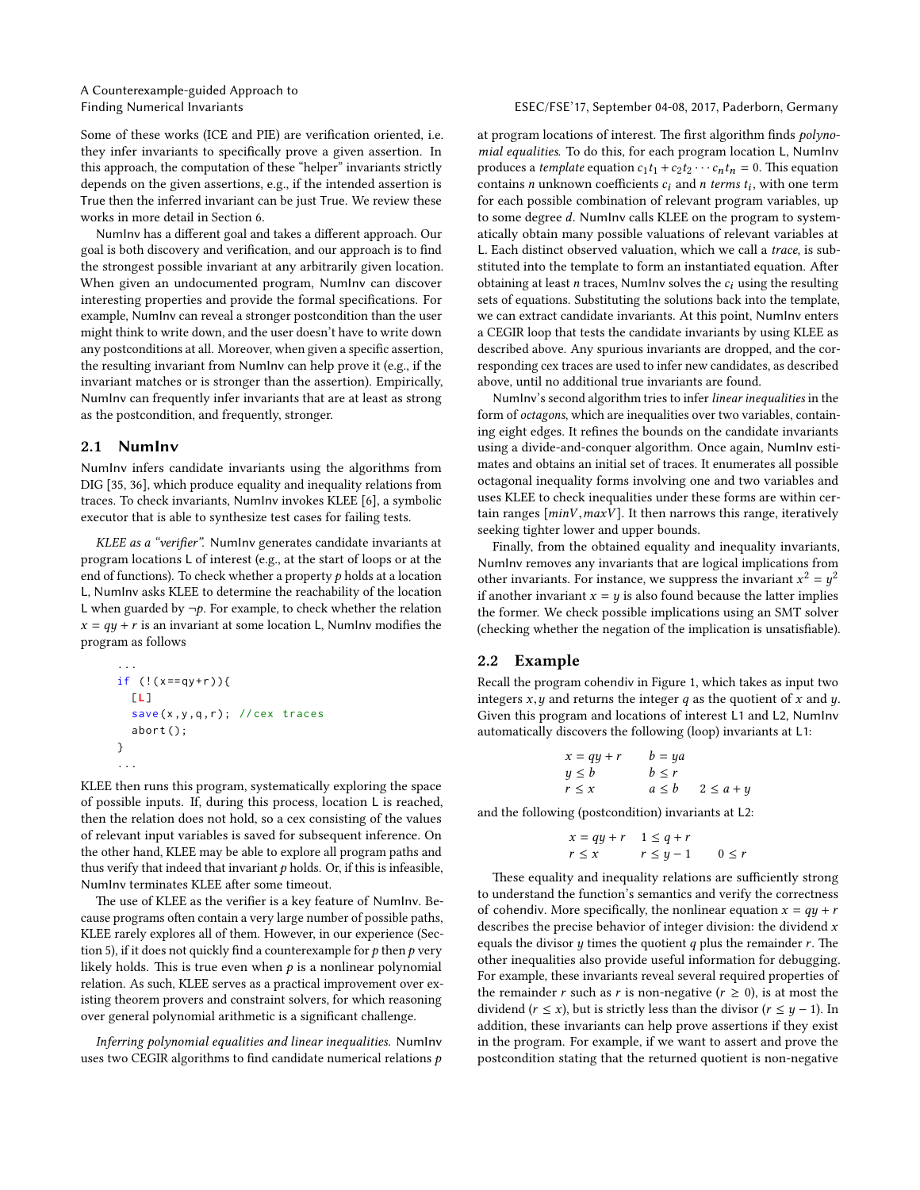Some of these works (ICE and PIE) are verification oriented, i.e. they infer invariants to specifically prove a given assertion. In this approach, the computation of these "helper" invariants strictly depends on the given assertions, e.g., if the intended assertion is True then the inferred invariant can be just True. We review these works in more detail in Section 6.

NumInv has a different goal and takes a different approach. Our goal is both discovery and verification, and our approach is to find the strongest possible invariant at any arbitrarily given location. When given an undocumented program, NumInv can discover interesting properties and provide the formal specifications. For example, NumInv can reveal a stronger postcondition than the user might think to write down, and the user doesn't have to write down any postconditions at all. Moreover, when given a specific assertion, the resulting invariant from NumInv can help prove it (e.g., if the invariant matches or is stronger than the assertion). Empirically, NumInv can frequently infer invariants that are at least as strong as the postcondition, and frequently, stronger.

## 2.1 NumInv

NumInv infers candidate invariants using the algorithms from DIG [35, 36], which produce equality and inequality relations from traces. To check invariants, NumInv invokes KLEE [6], a symbolic executor that is able to synthesize test cases for failing tests.

*KLEE as a "verifier".* NumInv generates candidate invariants at program locations L of interest (e.g., at the start of loops or at the end of functions). To check whether a property $p$ holds at a location L, NumInv asks KLEE to determine the reachability of the location L when guarded by $\neg p$. For example, to check whether the relation $x = qy + r$ is an invariant at some location L, NumInv modifies the program as follows

```
...
if (!(x==qy+r)){
  [L]
  save(x,y,q,r); //cex traces
  abort();
}
...
```

KLEE then runs this program, systematically exploring the space of possible inputs. If, during this process, location L is reached, then the relation does not hold, so a cex consisting of the values of relevant input variables is saved for subsequent inference. On the other hand, KLEE may be able to explore all program paths and thus verify that indeed that invariant $p$ holds. Or, if this is infeasible, NumInv terminates KLEE after some timeout.

The use of KLEE as the verifier is a key feature of NumInv. Because programs often contain a very large number of possible paths, KLEE rarely explores all of them. However, in our experience (Section 5), if it does not quickly find a counterexample for $p$ then $p$ very likely holds. This is true even when $p$ is a nonlinear polynomial relation. As such, KLEE serves as a practical improvement over existing theorem provers and constraint solvers, for which reasoning over general polynomial arithmetic is a significant challenge.

*Inferring polynomial equalities and linear inequalities.* NumInv uses two CEGIR algorithms to find candidate numerical relations $p$ at program locations of interest. The first algorithm finds *polynomial equalities*. To do this, for each program location L, NumInv produces a *template* equation $c_1t_1 + c_2t_2 \cdots c_nt_n = 0$. This equation contains $n$ unknown coefficients $c_i$ and $n$ *terms* $t_i$, with one term for each possible combination of relevant program variables, up to some degree $d$. NumInv calls KLEE on the program to systematically obtain many possible valuations of relevant variables at L. Each distinct observed valuation, which we call a *trace*, is substituted into the template to form an instantiated equation. After obtaining at least $n$ traces, NumInv solves the $c_i$ using the resulting sets of equations. Substituting the solutions back into the template, we can extract candidate invariants. At this point, NumInv enters a CEGIR loop that tests the candidate invariants by using KLEE as described above. Any spurious invariants are dropped, and the corresponding cex traces are used to infer new candidates, as described above, until no additional true invariants are found.

NumInv's second algorithm tries to infer *linear inequalities* in the form of *octagons*, which are inequalities over two variables, containing eight edges. It refines the bounds on the candidate invariants using a divide-and-conquer algorithm. Once again, NumInv estimates and obtains an initial set of traces. It enumerates all possible octagonal inequality forms involving one and two variables and uses KLEE to check inequalities under these forms are within certain ranges $[minV, maxV]$. It then narrows this range, iteratively seeking tighter lower and upper bounds.

Finally, from the obtained equality and inequality invariants, NumInv removes any invariants that are logical implications from other invariants. For instance, we suppress the invariant $x^2 = y^2$ if another invariant $x = y$ is also found because the latter implies the former. We check possible implications using an SMT solver (checking whether the negation of the implication is unsatisfiable).

## 2.2 Example

Recall the program cohendiv in Figure 1, which takes as input two integers $x, y$ and returns the integer $q$ as the quotient of $x$ and $y$. Given this program and locations of interest L1 and L2, NumInv automatically discovers the following (loop) invariants at L1:

$$
\begin{array}{lll}
x = qy + r & b = ya & \\
y \le b & b \le r & \\
r \le x & a \le b & 2 \le a + y
\end{array}
$$

and the following (postcondition) invariants at L2:

$$
\begin{array}{lll}
x = qy + r & 1 \le q + r & \\
r \le x & r \le y - 1 & 0 \le r
\end{array}
$$

These equality and inequality relations are sufficiently strong to understand the function's semantics and verify the correctness of cohendiv. More specifically, the nonlinear equation $x = qy + r$ describes the precise behavior of integer division: the dividend $x$ equals the divisor $y$ times the quotient $q$ plus the remainder $r$. The other inequalities also provide useful information for debugging. For example, these invariants reveal several required properties of the remainder $r$ such as $r$ is non-negative ($r \ge 0$), is at most the dividend ($r \le x$), but is strictly less than the divisor ($r \le y - 1$). In addition, these invariants can help prove assertions if they exist in the program. For example, if we want to assert and prove the postcondition stating that the returned quotient is non-negative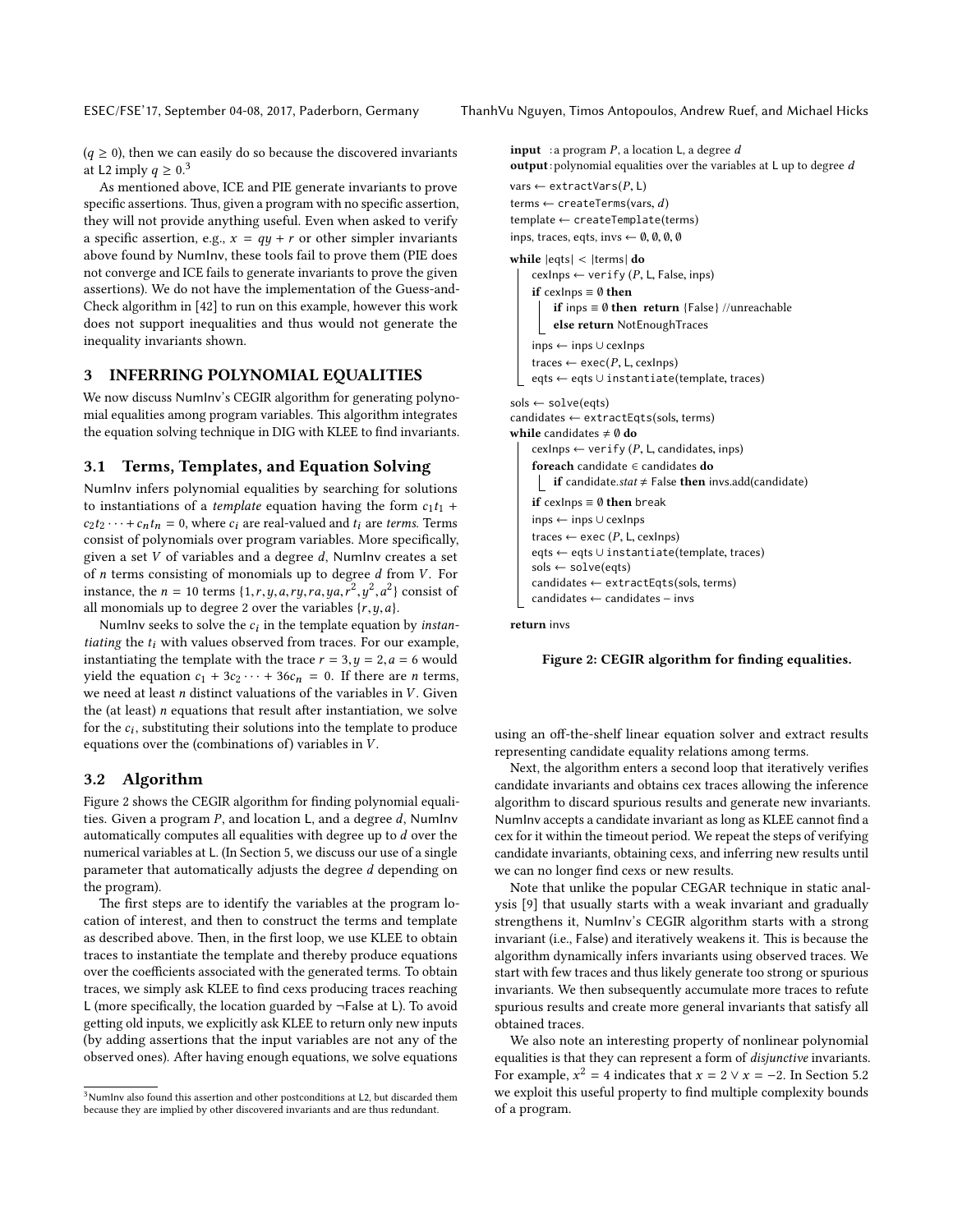($q \geq 0$), then we can easily do so because the discovered invariants at L2 imply $q \geq 0$.[3]

As mentioned above, ICE and PIE generate invariants to prove specific assertions. Thus, given a program with no specific assertion, they will not provide anything useful. Even when asked to verify a specific assertion, e.g., $x = qy + r$ or other simpler invariants above found by NumInv, these tools fail to prove them (PIE does not converge and ICE fails to generate invariants to prove the given assertions). We do not have the implementation of the Guess-and-Check algorithm in [42] to run on this example, however this work does not support inequalities and thus would not generate the inequality invariants shown.

## 3 INFERRING POLYNOMIAL EQUALITIES

We now discuss NumInv's CEGIR algorithm for generating polynomial equalities among program variables. This algorithm integrates the equation solving technique in DIG with KLEE to find invariants.

### 3.1 Terms, Templates, and Equation Solving

NumInv infers polynomial equalities by searching for solutions to instantiations of a *template* equation having the form $c_1t_1 + c_2t_2 \cdots + c_nt_n = 0$, where $c_i$ are real-valued and $t_i$ are *terms*. Terms consist of polynomials over program variables. More specifically, given a set $V$ of variables and a degree $d$, NumInv creates a set of $n$ terms consisting of monomials up to degree $d$ from $V$. For instance, the $n = 10$ terms $\{1, r, y, a, ry, ra, ya, r^2, y^2, a^2\}$ consist of all monomials up to degree 2 over the variables $\{r, y, a\}$.

NumInv seeks to solve the $c_i$ in the template equation by *instantiating* the $t_i$ with values observed from traces. For our example, instantiating the template with the trace $r = 3, y = 2, a = 6$ would yield the equation $c_1 + 3c_2 \cdots + 36c_n = 0$. If there are $n$ terms, we need at least $n$ distinct valuations of the variables in $V$. Given the (at least) $n$ equations that result after instantiation, we solve for the $c_i$, substituting their solutions into the template to produce equations over the (combinations of) variables in $V$.

### 3.2 Algorithm

Figure 2 shows the CEGIR algorithm for finding polynomial equalities. Given a program $P$, and location L, and a degree $d$, NumInv automatically computes all equalities with degree up to $d$ over the numerical variables at L. (In Section 5, we discuss our use of a single parameter that automatically adjusts the degree $d$ depending on the program).

The first steps are to identify the variables at the program location of interest, and then to construct the terms and template as described above. Then, in the first loop, we use KLEE to obtain traces to instantiate the template and thereby produce equations over the coefficients associated with the generated terms. To obtain traces, we simply ask KLEE to find cexs producing traces reaching L (more specifically, the location guarded by ¬False at L). To avoid getting old inputs, we explicitly ask KLEE to return only new inputs (by adding assertions that the input variables are not any of the observed ones). After having enough equations, we solve equations using an off-the-shelf linear equation solver and extract results representing candidate equality relations among terms.

```
input  : a program P, a location L, a degree d
output : polynomial equalities over the variables at L up to degree d

vars ← extractVars(P, L)
terms ← createTerms(vars, d)
template ← createTemplate(terms)
inps, traces, eqts, invs ← ∅, ∅, ∅, ∅

while |eqts| < |terms| do
    cexInps ← verify (P, L, False, inps)
    if cexInps ≡ ∅ then
        if inps ≡ ∅ then return {False} //unreachable
        else return NotEnoughTraces
    inps ← inps ∪ cexInps
    traces ← exec(P, L, cexInps)
    eqts ← eqts ∪ instantiate(template, traces)

sols ← solve(eqts)
candidates ← extractEqts(sols, terms)
while candidates ≠ ∅ do
    cexInps ← verify (P, L, candidates, inps)
    foreach candidate ∈ candidates do
        if candidate.stat ≠ False then invs.add(candidate)
    if cexInps ≡ ∅ then break
    inps ← inps ∪ cexInps
    traces ← exec (P, L, cexInps)
    eqts ← eqts ∪ instantiate(template, traces)
    sols ← solve(eqts)
    candidates ← extractEqts(sols, terms)
    candidates ← candidates − invs

return invs
```

**Figure 2: CEGIR algorithm for finding equalities.**

Next, the algorithm enters a second loop that iteratively verifies candidate invariants and obtains cex traces allowing the inference algorithm to discard spurious results and generate new invariants. NumInv accepts a candidate invariant as long as KLEE cannot find a cex for it within the timeout period. We repeat the steps of verifying candidate invariants, obtaining cexs, and inferring new results until we can no longer find cexs or new results.

Note that unlike the popular CEGAR technique in static analysis [9] that usually starts with a weak invariant and gradually strengthens it, NumInv's CEGIR algorithm starts with a strong invariant (i.e., False) and iteratively weakens it. This is because the algorithm dynamically infers invariants using observed traces. We start with few traces and thus likely generate too strong or spurious invariants. We then subsequently accumulate more traces to refute spurious results and create more general invariants that satisfy all obtained traces.

We also note an interesting property of nonlinear polynomial equalities is that they can represent a form of *disjunctive* invariants. For example, $x^2 = 4$ indicates that $x = 2 \vee x = -2$. In Section 5.2 we exploit this useful property to find multiple complexity bounds of a program.

[3] NumInv also found this assertion and other postconditions at L2, but discarded them because they are implied by other discovered invariants and are thus redundant.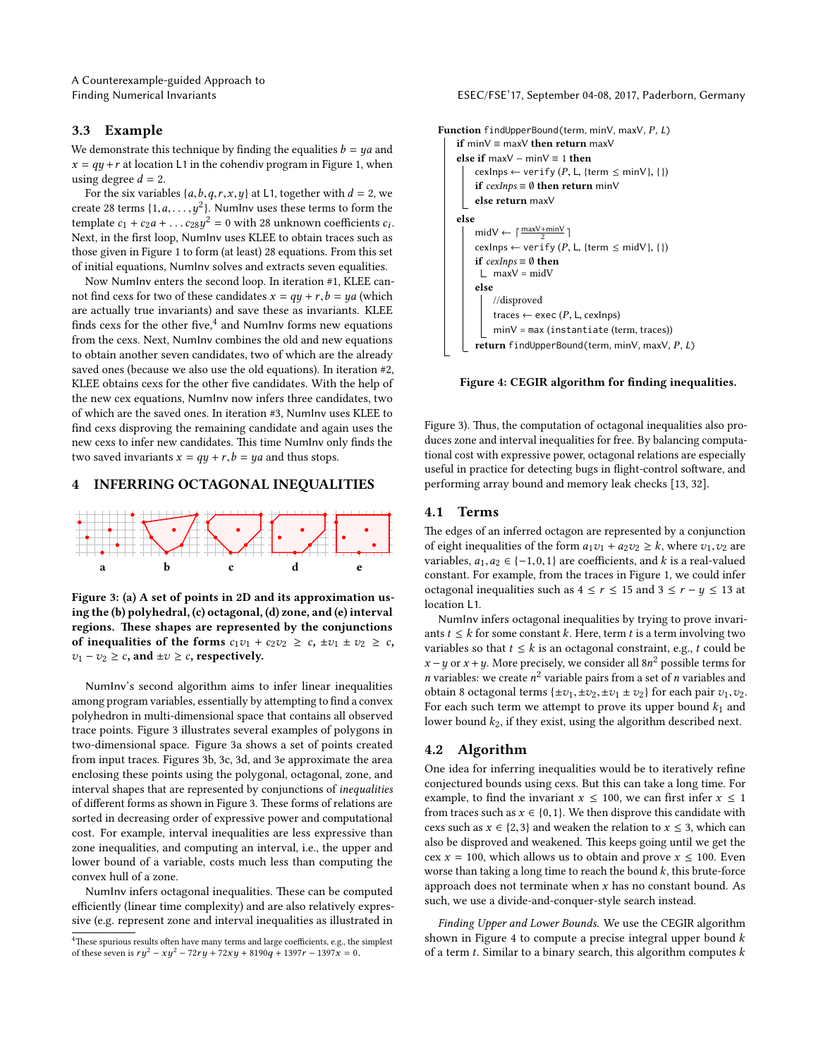### 3.3 Example

We demonstrate this technique by finding the equalities $b = ya$ and $x = qy + r$ at location L1 in the cohendiv program in Figure 1, when using degree $d = 2$.

For the six variables $\{a, b, q, r, x, y\}$ at L1, together with $d = 2$, we create 28 terms $\{1, a, \ldots, y^2\}$. NumInv uses these terms to form the template $c_1 + c_2 a + \ldots c_{28} y^2 = 0$ with 28 unknown coefficients $c_i$. Next, in the first loop, NumInv uses KLEE to obtain traces such as those given in Figure 1 to form (at least) 28 equations. From this set of initial equations, NumInv solves and extracts seven equalities.

Now NumInv enters the second loop. In iteration #1, KLEE cannot find cexs for two of these candidates $x = qy + r, b = ya$ (which are actually true invariants) and save these as invariants. KLEE finds cexs for the other five,[4] and NumInv forms new equations from the cexs. Next, NumInv combines the old and new equations to obtain another seven candidates, two of which are the already saved ones (because we also use the old equations). In iteration #2, KLEE obtains cexs for the other five candidates. With the help of the new cex equations, NumInv now infers three candidates, two of which are the saved ones. In iteration #3, NumInv uses KLEE to find cexs disproving the remaining candidate and again uses the new cexs to infer new candidates. This time NumInv only finds the two saved invariants $x = qy + r, b = ya$ and thus stops.

## 4 INFERRING OCTAGONAL INEQUALITIES

**Figure 3: (a) A set of points in 2D and its approximation using the (b) polyhedral, (c) octagonal, (d) zone, and (e) interval regions. These shapes are represented by the conjunctions of inequalities of the forms $c_1 v_1 + c_2 v_2 \geq c$, $\pm v_1 \pm v_2 \geq c$, $v_1 - v_2 \geq c$, and $\pm v \geq c$, respectively.**

NumInv's second algorithm aims to infer linear inequalities among program variables, essentially by attempting to find a convex polyhedron in multi-dimensional space that contains all observed trace points. Figure 3 illustrates several examples of polygons in two-dimensional space. Figure 3a shows a set of points created from input traces. Figures 3b, 3c, 3d, and 3e approximate the area enclosing these points using the polygonal, octagonal, zone, and interval shapes that are represented by conjunctions of *inequalities* of different forms as shown in Figure 3. These forms of relations are sorted in decreasing order of expressive power and computational cost. For example, interval inequalities are less expressive than zone inequalities, and computing an interval, i.e., the upper and lower bound of a variable, costs much less than computing the convex hull of a zone.

NumInv infers octagonal inequalities. These can be computed efficiently (linear time complexity) and are also relatively expressive (e.g. represent zone and interval inequalities as illustrated in Figure 3). Thus, the computation of octagonal inequalities also produces zone and interval inequalities for free. By balancing computational cost with expressive power, octagonal relations are especially useful in practice for detecting bugs in flight-control software, and performing array bound and memory leak checks [13, 32].

[4] These spurious results often have many terms and large coefficients, e.g., the simplest of these seven is $ry^2 - xy^2 - 72ry + 72xy + 8190q + 1397r - 1397x = 0$.

```
Function findUpperBound(term, minV, maxV, P, L)
    if minV ≡ maxV then return maxV
    else if maxV − minV ≡ 1 then
        cexInps ← verify (P, L, {term ≤ minV}, {})
        if cexInps ≡ ∅ then return minV
        else return maxV
    else
        midV ← ⌈(maxV+minV)/2⌉
        cexInps ← verify (P, L, {term ≤ midV}, {})
        if cexInps ≡ ∅ then
            maxV = midV
        else
            //disproved
            traces ← exec (P, L, cexInps)
            minV = max (instantiate (term, traces))
        return findUpperBound(term, minV, maxV, P, L)
```

**Figure 4: CEGIR algorithm for finding inequalities.**

### 4.1 Terms

The edges of an inferred octagon are represented by a conjunction of eight inequalities of the form $a_1 v_1 + a_2 v_2 \geq k$, where $v_1, v_2$ are variables, $a_1, a_2 \in \{-1, 0, 1\}$ are coefficients, and $k$ is a real-valued constant. For example, from the traces in Figure 1, we could infer octagonal inequalities such as $4 \leq r \leq 15$ and $3 \leq r - y \leq 13$ at location L1.

NumInv infers octagonal inequalities by trying to prove invariants $t \leq k$ for some constant $k$. Here, term $t$ is a term involving two variables so that $t \leq k$ is an octagonal constraint, e.g., $t$ could be $x - y$ or $x + y$. More precisely, we consider all $8n^2$ possible terms for $n$ variables: we create $n^2$ variable pairs from a set of $n$ variables and obtain 8 octagonal terms $\{\pm v_1, \pm v_2, \pm v_1 \pm v_2\}$ for each pair $v_1, v_2$. For each such term we attempt to prove its upper bound $k_1$ and lower bound $k_2$, if they exist, using the algorithm described next.

### 4.2 Algorithm

One idea for inferring inequalities would be to iteratively refine conjectured bounds using cexs. But this can take a long time. For example, to find the invariant $x \leq 100$, we can first infer $x \leq 1$ from traces such as $x \in \{0, 1\}$. We then disprove this candidate with cexs such as $x \in \{2, 3\}$ and weaken the relation to $x \leq 3$, which can also be disproved and weakened. This keeps going until we get the cex $x = 100$, which allows us to obtain and prove $x \leq 100$. Even worse than taking a long time to reach the bound $k$, this brute-force approach does not terminate when $x$ has no constant bound. As such, we use a divide-and-conquer-style search instead.

*Finding Upper and Lower Bounds.* We use the CEGIR algorithm shown in Figure 4 to compute a precise integral upper bound $k$ of a term $t$. Similar to a binary search, this algorithm computes $k$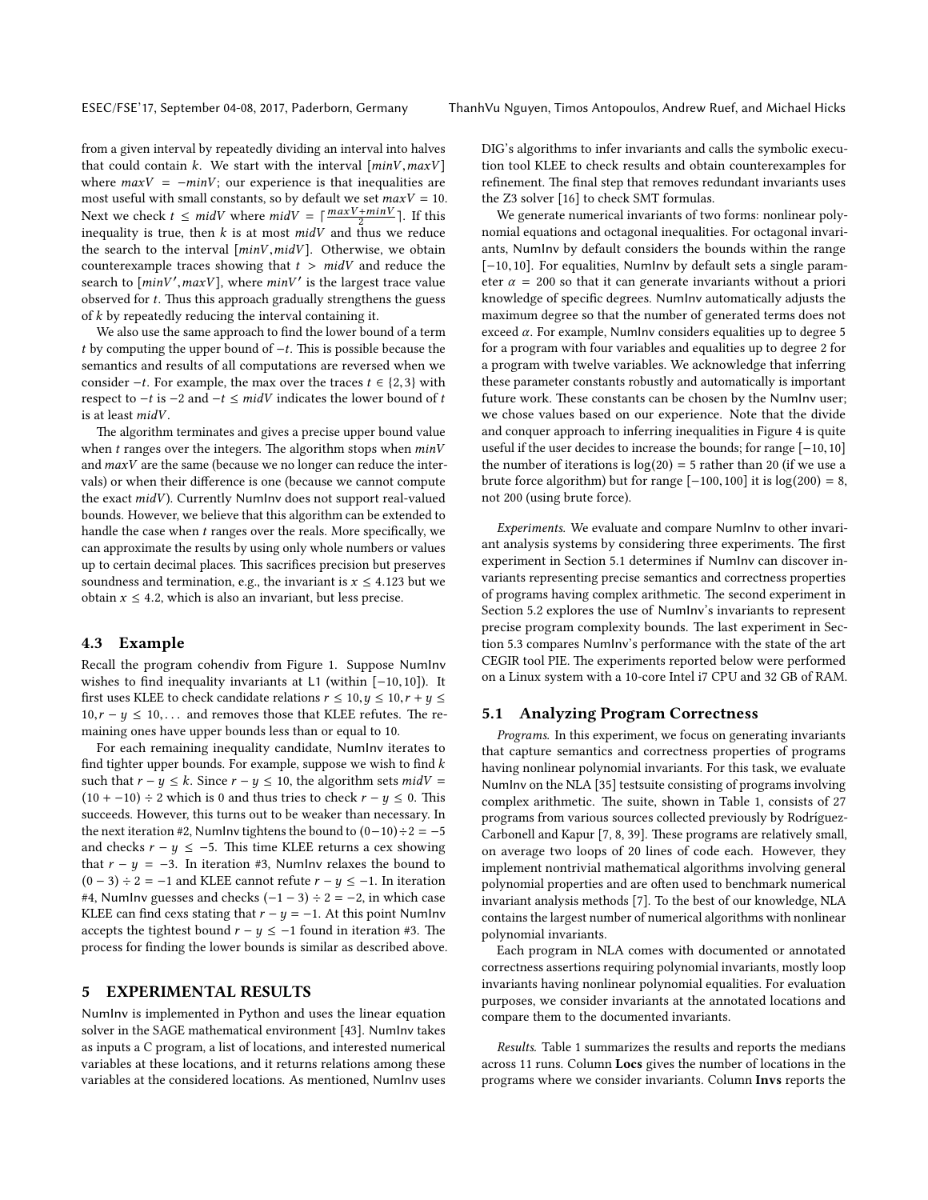from a given interval by repeatedly dividing an interval into halves that could contain $k$. We start with the interval $[minV, maxV]$ where $maxV = -minV$; our experience is that inequalities are most useful with small constants, so by default we set $maxV = 10$. Next we check $t \leq midV$ where $midV = \lceil \frac{maxV+minV}{2} \rceil$. If this inequality is true, then $k$ is at most $midV$ and thus we reduce the search to the interval $[minV, midV]$. Otherwise, we obtain counterexample traces showing that $t > midV$ and reduce the search to $[minV', maxV]$, where $minV'$ is the largest trace value observed for $t$. Thus this approach gradually strengthens the guess of $k$ by repeatedly reducing the interval containing it.

We also use the same approach to find the lower bound of a term $t$ by computing the upper bound of $-t$. This is possible because the semantics and results of all computations are reversed when we consider $-t$. For example, the max over the traces $t \in \{2, 3\}$ with respect to $-t$ is $-2$ and $-t \leq midV$ indicates the lower bound of $t$ is at least $midV$.

The algorithm terminates and gives a precise upper bound value when $t$ ranges over the integers. The algorithm stops when $minV$ and $maxV$ are the same (because we no longer can reduce the intervals) or when their difference is one (because we cannot compute the exact $midV$). Currently NumInv does not support real-valued bounds. However, we believe that this algorithm can be extended to handle the case when $t$ ranges over the reals. More specifically, we can approximate the results by using only whole numbers or values up to certain decimal places. This sacrifices precision but preserves soundness and termination, e.g., the invariant is $x \leq 4.123$ but we obtain $x \leq 4.2$, which is also an invariant, but less precise.

### 4.3 Example

Recall the program cohendiv from Figure 1. Suppose NumInv wishes to find inequality invariants at L1 (within $[-10, 10]$). It first uses KLEE to check candidate relations $r \leq 10, y \leq 10, r + y \leq 10, r - y \leq 10, \ldots$ and removes those that KLEE refutes. The remaining ones have upper bounds less than or equal to 10.

For each remaining inequality candidate, NumInv iterates to find tighter upper bounds. For example, suppose we wish to find $k$ such that $r - y \leq k$. Since $r - y \leq 10$, the algorithm sets $midV = (10 + -10) \div 2$ which is 0 and thus tries to check $r - y \leq 0$. This succeeds. However, this turns out to be weaker than necessary. In the next iteration #2, NumInv tightens the bound to $(0 - 10) \div 2 = -5$ and checks $r - y \leq -5$. This time KLEE returns a cex showing that $r - y = -3$. In iteration #3, NumInv relaxes the bound to $(0 - 3) \div 2 = -1$ and KLEE cannot refute $r - y \leq -1$. In iteration #4, NumInv guesses and checks $(-1 - 3) \div 2 = -2$, in which case KLEE can find cexs stating that $r - y = -1$. At this point NumInv accepts the tightest bound $r - y \leq -1$ found in iteration #3. The process for finding the lower bounds is similar as described above.

## 5 EXPERIMENTAL RESULTS

NumInv is implemented in Python and uses the linear equation solver in the SAGE mathematical environment [43]. NumInv takes as inputs a C program, a list of locations, and interested numerical variables at these locations, and it returns relations among these variables at the considered locations. As mentioned, NumInv uses DIG's algorithms to infer invariants and calls the symbolic execution tool KLEE to check results and obtain counterexamples for refinement. The final step that removes redundant invariants uses the Z3 solver [16] to check SMT formulas.

We generate numerical invariants of two forms: nonlinear polynomial equations and octagonal inequalities. For octagonal invariants, NumInv by default considers the bounds within the range $[-10, 10]$. For equalities, NumInv by default sets a single parameter $\alpha = 200$ so that it can generate invariants without a priori knowledge of specific degrees. NumInv automatically adjusts the maximum degree so that the number of generated terms does not exceed $\alpha$. For example, NumInv considers equalities up to degree 5 for a program with four variables and equalities up to degree 2 for a program with twelve variables. We acknowledge that inferring these parameter constants robustly and automatically is important future work. These constants can be chosen by the NumInv user; we chose values based on our experience. Note that the divide and conquer approach to inferring inequalities in Figure 4 is quite useful if the user decides to increase the bounds; for range $[-10, 10]$ the number of iterations is $\log(20) = 5$ rather than 20 (if we use a brute force algorithm) but for range $[-100, 100]$ it is $\log(200) = 8$, not 200 (using brute force).

*Experiments.* We evaluate and compare NumInv to other invariant analysis systems by considering three experiments. The first experiment in Section 5.1 determines if NumInv can discover invariants representing precise semantics and correctness properties of programs having complex arithmetic. The second experiment in Section 5.2 explores the use of NumInv's invariants to represent precise program complexity bounds. The last experiment in Section 5.3 compares NumInv's performance with the state of the art CEGIR tool PIE. The experiments reported below were performed on a Linux system with a 10-core Intel i7 CPU and 32 GB of RAM.

### 5.1 Analyzing Program Correctness

*Programs.* In this experiment, we focus on generating invariants that capture semantics and correctness properties of programs having nonlinear polynomial invariants. For this task, we evaluate NumInv on the NLA [35] testsuite consisting of programs involving complex arithmetic. The suite, shown in Table 1, consists of 27 programs from various sources collected previously by Rodríguez-Carbonell and Kapur [7, 8, 39]. These programs are relatively small, on average two loops of 20 lines of code each. However, they implement nontrivial mathematical algorithms involving general polynomial properties and are often used to benchmark numerical invariant analysis methods [7]. To the best of our knowledge, NLA contains the largest number of numerical algorithms with nonlinear polynomial invariants.

Each program in NLA comes with documented or annotated correctness assertions requiring polynomial invariants, mostly loop invariants having nonlinear polynomial equalities. For evaluation purposes, we consider invariants at the annotated locations and compare them to the documented invariants.

*Results.* Table 1 summarizes the results and reports the medians across 11 runs. Column **Locs** gives the number of locations in the programs where we consider invariants. Column **Invs** reports the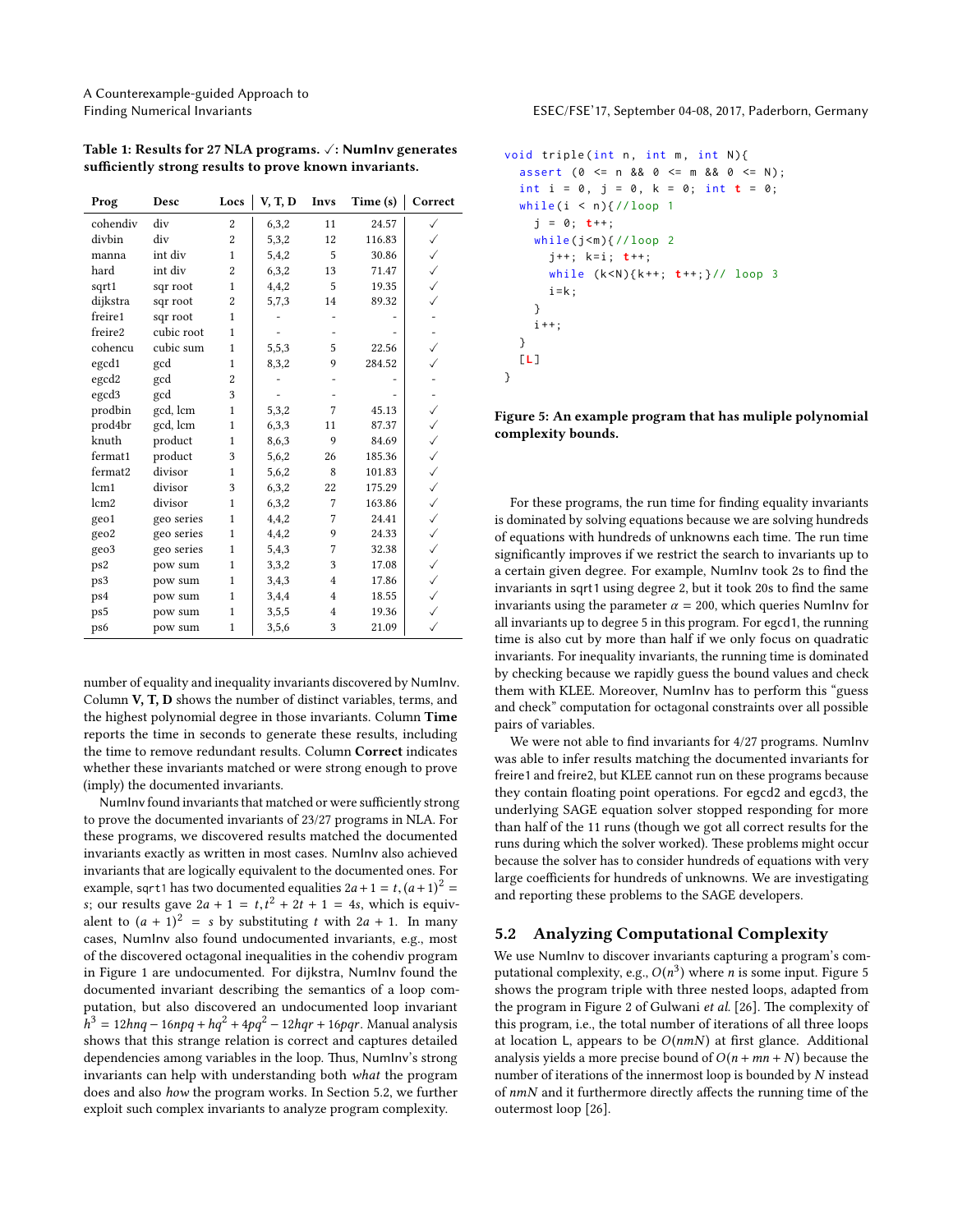**Table 1: Results for 27 NLA programs. ✓: NumInv generates sufficiently strong results to prove known invariants.**

| Prog | Desc | Locs | V, T, D | Invs | Time (s) | Correct |
|---|---|---|---|---|---|---|
| cohendiv | div | 2 | 6,3,2 | 11 | 24.57 | ✓ |
| divbin | div | 2 | 5,3,2 | 12 | 116.83 | ✓ |
| manna | int div | 1 | 5,4,2 | 5 | 30.86 | ✓ |
| hard | int div | 2 | 6,3,2 | 13 | 71.47 | ✓ |
| sqrt1 | sqr root | 1 | 4,4,2 | 5 | 19.35 | ✓ |
| dijkstra | sqr root | 2 | 5,7,3 | 14 | 89.32 | ✓ |
| freire1 | sqr root | 1 | - | - | - | - |
| freire2 | cubic root | 1 | - | - | - | - |
| cohencu | cubic sum | 1 | 5,5,3 | 5 | 22.56 | ✓ |
| egcd1 | gcd | 1 | 8,3,2 | 9 | 284.52 | ✓ |
| egcd2 | gcd | 2 | - | - | - | - |
| egcd3 | gcd | 3 | - | - | - | - |
| prodbin | gcd, lcm | 1 | 5,3,2 | 7 | 45.13 | ✓ |
| prod4br | gcd, lcm | 1 | 6,3,3 | 11 | 87.37 | ✓ |
| knuth | product | 1 | 8,6,3 | 9 | 84.69 | ✓ |
| fermat1 | product | 3 | 5,6,2 | 26 | 185.36 | ✓ |
| fermat2 | divisor | 1 | 5,6,2 | 8 | 101.83 | ✓ |
| lcm1 | divisor | 3 | 6,3,2 | 22 | 175.29 | ✓ |
| lcm2 | divisor | 1 | 6,3,2 | 7 | 163.86 | ✓ |
| geo1 | geo series | 1 | 4,4,2 | 7 | 24.41 | ✓ |
| geo2 | geo series | 1 | 4,4,2 | 9 | 24.33 | ✓ |
| geo3 | geo series | 1 | 5,4,3 | 7 | 32.38 | ✓ |
| ps2 | pow sum | 1 | 3,3,2 | 3 | 17.08 | ✓ |
| ps3 | pow sum | 1 | 3,4,3 | 4 | 17.86 | ✓ |
| ps4 | pow sum | 1 | 3,4,4 | 4 | 18.55 | ✓ |
| ps5 | pow sum | 1 | 3,5,5 | 4 | 19.36 | ✓ |
| ps6 | pow sum | 1 | 3,5,6 | 3 | 21.09 | ✓ |

number of equality and inequality invariants discovered by NumInv. Column **V, T, D** shows the number of distinct variables, terms, and the highest polynomial degree in those invariants. Column **Time** reports the time in seconds to generate these results, including the time to remove redundant results. Column **Correct** indicates whether these invariants matched or were strong enough to prove (imply) the documented invariants.

NumInv found invariants that matched or were sufficiently strong to prove the documented invariants of 23/27 programs in NLA. For these programs, we discovered results matched the documented invariants exactly as written in most cases. NumInv also achieved invariants that are logically equivalent to the documented ones. For example, `sqrt1` has two documented equalities $2a+1 = t, (a+1)^2 = s$; our results gave $2a+1 = t, t^2+2t+1 = 4s$, which is equivalent to $(a+1)^2 = s$ by substituting $t$ with $2a+1$. In many cases, NumInv also found undocumented invariants, e.g., most of the discovered octagonal inequalities in the cohendiv program in Figure 1 are undocumented. For dijkstra, NumInv found the documented invariant describing the semantics of a loop computation, but also discovered an undocumented loop invariant $h^3 = 12hnq - 16npq + hq^2 + 4pq^2 - 12hqr + 16pqr$. Manual analysis shows that this strange relation is correct and captures detailed dependencies among variables in the loop. Thus, NumInv's strong invariants can help with understanding both *what* the program does and also *how* the program works. In Section 5.2, we further exploit such complex invariants to analyze program complexity.

```
void triple(int n, int m, int N){
  assert (0 <= n && 0 <= m && 0 <= N);
  int i = 0, j = 0, k = 0; int t = 0;
  while(i < n){//loop 1
    j = 0; t++;
    while(j<m){//loop 2
      j++; k=i; t++;
      while (k<N){k++; t++;}// loop 3
      i=k;
    }
    i++;
  }
  [L]
}
```

**Figure 5: An example program that has muliple polynomial complexity bounds.**

For these programs, the run time for finding equality invariants is dominated by solving equations because we are solving hundreds of equations with hundreds of unknowns each time. The run time significantly improves if we restrict the search to invariants up to a certain given degree. For example, NumInv took 2s to find the invariants in sqrt1 using degree 2, but it took 20s to find the same invariants using the parameter $\alpha = 200$, which queries NumInv for all invariants up to degree 5 in this program. For egcd1, the running time is also cut by more than half if we only focus on quadratic invariants. For inequality invariants, the running time is dominated by checking because we rapidly guess the bound values and check them with KLEE. Moreover, NumInv has to perform this "guess and check" computation for octagonal constraints over all possible pairs of variables.

We were not able to find invariants for 4/27 programs. NumInv was able to infer results matching the documented invariants for freire1 and freire2, but KLEE cannot run on these programs because they contain floating point operations. For egcd2 and egcd3, the underlying SAGE equation solver stopped responding for more than half of the 11 runs (though we got all correct results for the runs during which the solver worked). These problems might occur because the solver has to consider hundreds of equations with very large coefficients for hundreds of unknowns. We are investigating and reporting these problems to the SAGE developers.

## 5.2 Analyzing Computational Complexity

We use NumInv to discover invariants capturing a program's computational complexity, e.g., $O(n^3)$ where $n$ is some input. Figure 5 shows the program triple with three nested loops, adapted from the program in Figure 2 of Gulwani *et al.* [26]. The complexity of this program, i.e., the total number of iterations of all three loops at location L, appears to be $O(nmN)$ at first glance. Additional analysis yields a more precise bound of $O(n + mn + N)$ because the number of iterations of the innermost loop is bounded by $N$ instead of $nmN$ and it furthermore directly affects the running time of the outermost loop [26].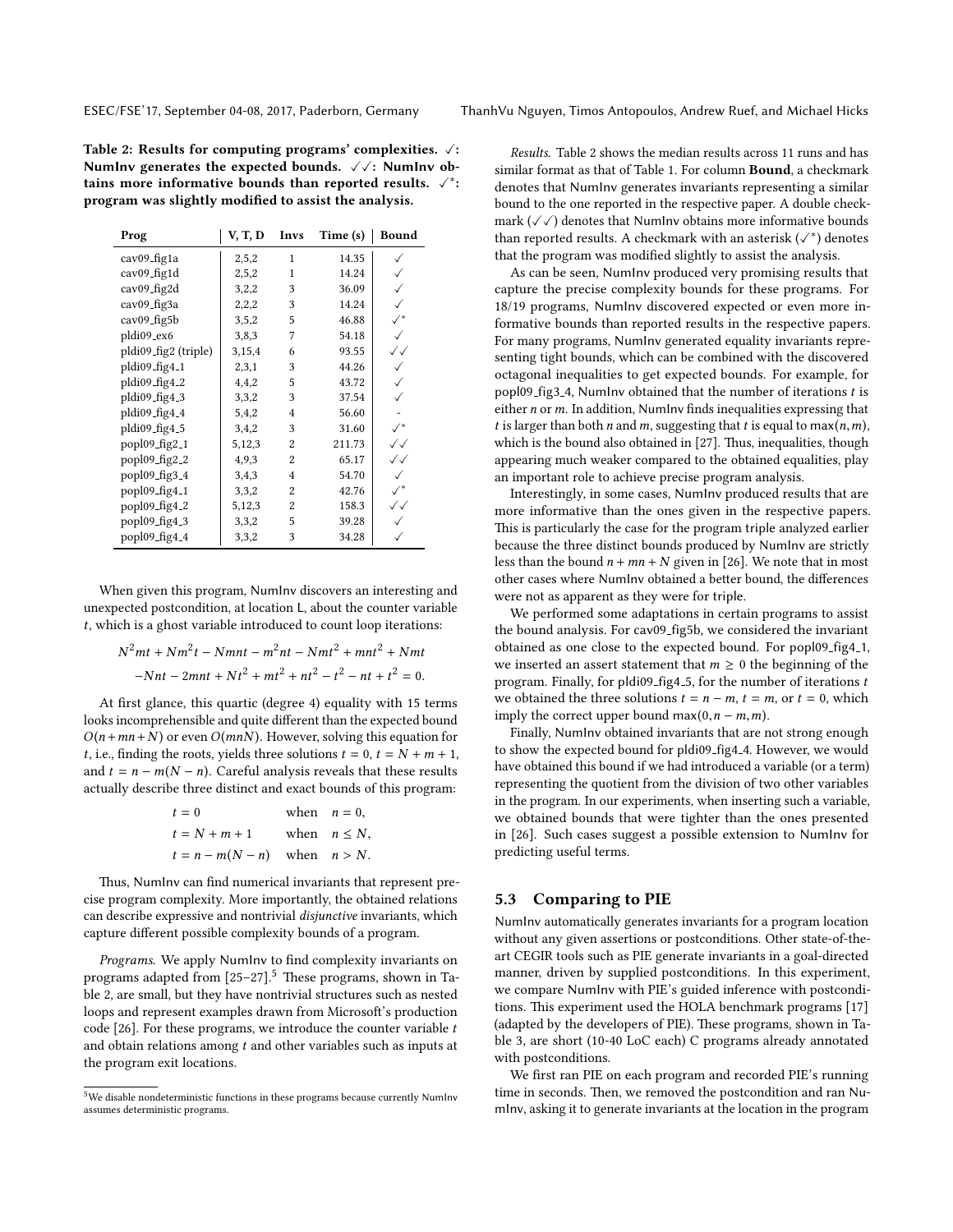**Table 2: Results for computing programs' complexities. ✓: NumInv generates the expected bounds. ✓✓: NumInv obtains more informative bounds than reported results. ✓*: program was slightly modified to assist the analysis.**

| Prog | V, T, D | Invs | Time (s) | Bound |
|---|---|---|---|---|
| cav09_fig1a | 2,5,2 | 1 | 14.35 | ✓ |
| cav09_fig1d | 2,5,2 | 1 | 14.24 | ✓ |
| cav09_fig2d | 3,2,2 | 3 | 36.09 | ✓ |
| cav09_fig3a | 2,2,2 | 3 | 14.24 | ✓ |
| cav09_fig5b | 3,5,2 | 5 | 46.88 | ✓* |
| pldi09_ex6 | 3,8,3 | 7 | 54.18 | ✓ |
| pldi09_fig2 (triple) | 3,15,4 | 6 | 93.55 | ✓✓ |
| pldi09_fig4_1 | 2,3,1 | 3 | 44.26 | ✓ |
| pldi09_fig4_2 | 4,4,2 | 5 | 43.72 | ✓ |
| pldi09_fig4_3 | 3,3,2 | 3 | 37.54 | ✓ |
| pldi09_fig4_4 | 5,4,2 | 4 | 56.60 | - |
| pldi09_fig4_5 | 3,4,2 | 3 | 31.60 | ✓* |
| popl09_fig2_1 | 5,12,3 | 2 | 211.73 | ✓✓ |
| popl09_fig2_2 | 4,9,3 | 2 | 65.17 | ✓✓ |
| popl09_fig3_4 | 3,4,3 | 4 | 54.70 | ✓ |
| popl09_fig4_1 | 3,3,2 | 2 | 42.76 | ✓* |
| popl09_fig4_2 | 5,12,3 | 2 | 158.3 | ✓✓ |
| popl09_fig4_3 | 3,3,2 | 5 | 39.28 | ✓ |
| popl09_fig4_4 | 3,3,2 | 3 | 34.28 | ✓ |

When given this program, NumInv discovers an interesting and unexpected postcondition, at location L, about the counter variable $t$, which is a ghost variable introduced to count loop iterations:

$$N^2mt + Nm^2t - Nmnt - m^2nt - Nmt^2 + mnt^2 + Nmt$$
$$-Nnt - 2mnt + Nt^2 + mt^2 + nt^2 - t^2 - nt + t^2 = 0.$$

At first glance, this quartic (degree 4) equality with 15 terms looks incomprehensible and quite different than the expected bound $O(n+mn+N)$ or even $O(mnN)$. However, solving this equation for $t$, i.e., finding the roots, yields three solutions $t = 0$, $t = N + m + 1$, and $t = n - m(N - n)$. Careful analysis reveals that these results actually describe three distinct and exact bounds of this program:

$$\begin{aligned} t &= 0 && \text{when} \quad n = 0, \\ t &= N + m + 1 && \text{when} \quad n \leq N, \\ t &= n - m(N - n) && \text{when} \quad n > N. \end{aligned}$$

Thus, NumInv can find numerical invariants that represent precise program complexity. More importantly, the obtained relations can describe expressive and nontrivial *disjunctive* invariants, which capture different possible complexity bounds of a program.

*Programs.* We apply NumInv to find complexity invariants on programs adapted from [25–27].[5] These programs, shown in Table 2, are small, but they have nontrivial structures such as nested loops and represent examples drawn from Microsoft's production code [26]. For these programs, we introduce the counter variable $t$ and obtain relations among $t$ and other variables such as inputs at the program exit locations.

[5] We disable nondeterministic functions in these programs because currently NumInv assumes deterministic programs.

*Results.* Table 2 shows the median results across 11 runs and has similar format as that of Table 1. For column **Bound**, a checkmark denotes that NumInv generates invariants representing a similar bound to the one reported in the respective paper. A double checkmark (✓✓) denotes that NumInv obtains more informative bounds than reported results. A checkmark with an asterisk (✓*) denotes that the program was modified slightly to assist the analysis.

As can be seen, NumInv produced very promising results that capture the precise complexity bounds for these programs. For 18/19 programs, NumInv discovered expected or even more informative bounds than reported results in the respective papers. For many programs, NumInv generated equality invariants representing tight bounds, which can be combined with the discovered octagonal inequalities to get expected bounds. For example, for popl09_fig3_4, NumInv obtained that the number of iterations $t$ is either $n$ or $m$. In addition, NumInv finds inequalities expressing that $t$ is larger than both $n$ and $m$, suggesting that $t$ is equal to $\max(n, m)$, which is the bound also obtained in [27]. Thus, inequalities, though appearing much weaker compared to the obtained equalities, play an important role to achieve precise program analysis.

Interestingly, in some cases, NumInv produced results that are more informative than the ones given in the respective papers. This is particularly the case for the program triple analyzed earlier because the three distinct bounds produced by NumInv are strictly less than the bound $n + mn + N$ given in [26]. We note that in most other cases where NumInv obtained a better bound, the differences were not as apparent as they were for triple.

We performed some adaptations in certain programs to assist the bound analysis. For cav09_fig5b, we considered the invariant obtained as one close to the expected bound. For popl09_fig4_1, we inserted an assert statement that $m \geq 0$ the beginning of the program. Finally, for pldi09_fig4_5, for the number of iterations $t$ we obtained the three solutions $t = n - m$, $t = m$, or $t = 0$, which imply the correct upper bound $\max(0, n - m, m)$.

Finally, NumInv obtained invariants that are not strong enough to show the expected bound for pldi09_fig4_4. However, we would have obtained this bound if we had introduced a variable (or a term) representing the quotient from the division of two other variables in the program. In our experiments, when inserting such a variable, we obtained bounds that were tighter than the ones presented in [26]. Such cases suggest a possible extension to NumInv for predicting useful terms.

### 5.3 Comparing to PIE

NumInv automatically generates invariants for a program location without any given assertions or postconditions. Other state-of-the-art CEGIR tools such as PIE generate invariants in a goal-directed manner, driven by supplied postconditions. In this experiment, we compare NumInv with PIE's guided inference with postconditions. This experiment used the HOLA benchmark programs [17] (adapted by the developers of PIE). These programs, shown in Table 3, are short (10-40 LoC each) C programs already annotated with postconditions.

We first ran PIE on each program and recorded PIE's running time in seconds. Then, we removed the postcondition and ran NumInv, asking it to generate invariants at the location in the program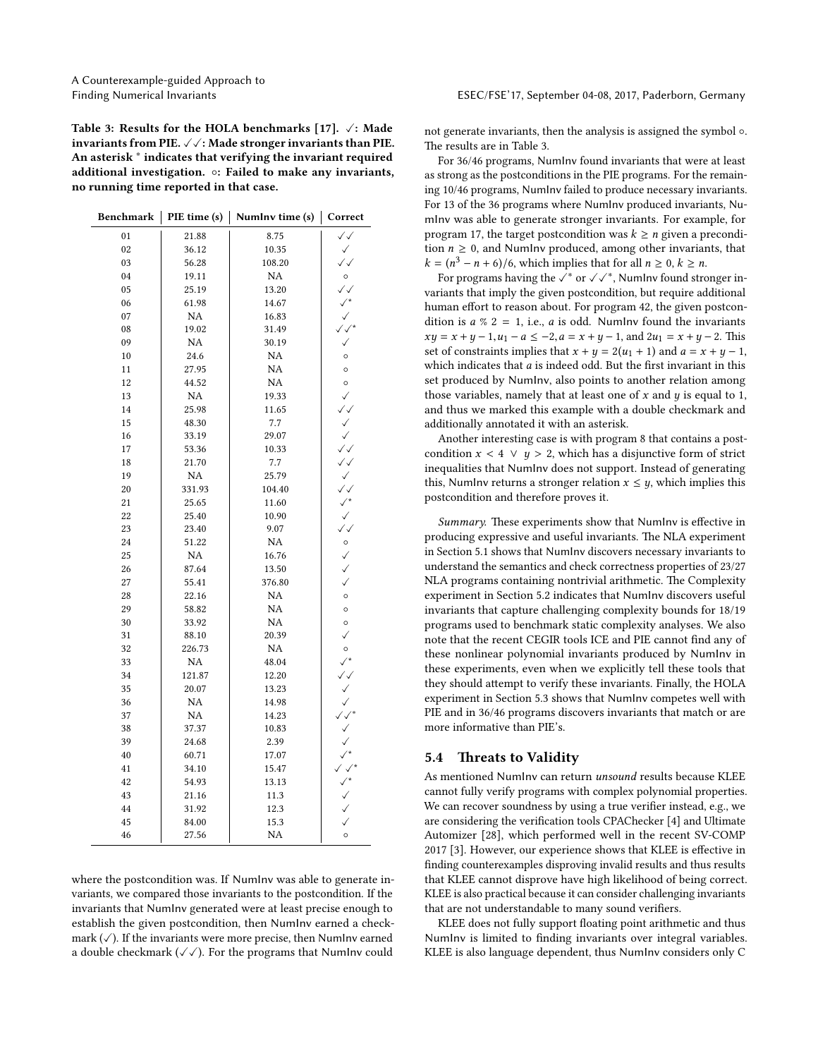**Table 3: Results for the HOLA benchmarks [17]. ✓: Made invariants from PIE. ✓✓: Made stronger invariants than PIE. An asterisk * indicates that verifying the invariant required additional investigation. ∘: Failed to make any invariants, no running time reported in that case.**

| Benchmark | PIE time (s) | NumInv time (s) | Correct |
|---|---|---|---|
| 01 | 21.88 | 8.75 | ✓✓ |
| 02 | 36.12 | 10.35 | ✓ |
| 03 | 56.28 | 108.20 | ✓✓ |
| 04 | 19.11 | NA | ∘ |
| 05 | 25.19 | 13.20 | ✓✓ |
| 06 | 61.98 | 14.67 | ✓* |
| 07 | NA | 16.83 | ✓ |
| 08 | 19.02 | 31.49 | ✓✓* |
| 09 | NA | 30.19 | ✓ |
| 10 | 24.6 | NA | ∘ |
| 11 | 27.95 | NA | ∘ |
| 12 | 44.52 | NA | ∘ |
| 13 | NA | 19.33 | ✓ |
| 14 | 25.98 | 11.65 | ✓✓ |
| 15 | 48.30 | 7.7 | ✓ |
| 16 | 33.19 | 29.07 | ✓ |
| 17 | 53.36 | 10.33 | ✓✓ |
| 18 | 21.70 | 7.7 | ✓✓ |
| 19 | NA | 25.79 | ✓ |
| 20 | 331.93 | 104.40 | ✓✓ |
| 21 | 25.65 | 11.60 | ✓* |
| 22 | 25.40 | 10.90 | ✓ |
| 23 | 23.40 | 9.07 | ✓✓ |
| 24 | 51.22 | NA | ∘ |
| 25 | NA | 16.76 | ✓ |
| 26 | 87.64 | 13.50 | ✓ |
| 27 | 55.41 | 376.80 | ✓ |
| 28 | 22.16 | NA | ∘ |
| 29 | 58.82 | NA | ∘ |
| 30 | 33.92 | NA | ∘ |
| 31 | 88.10 | 20.39 | ✓ |
| 32 | 226.73 | NA | ∘ |
| 33 | NA | 48.04 | ✓* |
| 34 | 121.87 | 12.20 | ✓✓ |
| 35 | 20.07 | 13.23 | ✓ |
| 36 | NA | 14.98 | ✓ |
| 37 | NA | 14.23 | ✓✓* |
| 38 | 37.37 | 10.83 | ✓ |
| 39 | 24.68 | 2.39 | ✓ |
| 40 | 60.71 | 17.07 | ✓* |
| 41 | 34.10 | 15.47 | ✓✓* |
| 42 | 54.93 | 13.13 | ✓* |
| 43 | 21.16 | 11.3 | ✓ |
| 44 | 31.92 | 12.3 | ✓ |
| 45 | 84.00 | 15.3 | ✓ |
| 46 | 27.56 | NA | ∘ |

where the postcondition was. If NumInv was able to generate invariants, we compared those invariants to the postcondition. If the invariants that NumInv generated were at least precise enough to establish the given postcondition, then NumInv earned a checkmark (✓). If the invariants were more precise, then NumInv earned a double checkmark (✓✓). For the programs that NumInv could not generate invariants, then the analysis is assigned the symbol ∘. The results are in Table 3.

For 36/46 programs, NumInv found invariants that were at least as strong as the postconditions in the PIE programs. For the remaining 10/46 programs, NumInv failed to produce necessary invariants. For 13 of the 36 programs where NumInv produced invariants, NumInv was able to generate stronger invariants. For example, for program 17, the target postcondition was $k \geq n$ given a precondition $n \geq 0$, and NumInv produced, among other invariants, that $k = (n^3 - n + 6)/6$, which implies that for all $n \geq 0, k \geq n$.

For programs having the ✓* or ✓✓*, NumInv found stronger invariants that imply the given postcondition, but require additional human effort to reason about. For program 42, the given postcondition is $a \,\%\, 2 = 1$, i.e., $a$ is odd. NumInv found the invariants $xy = x + y - 1, u_1 - a \leq -2, a = x + y - 1$, and $2u_1 = x + y - 2$. This set of constraints implies that $x + y = 2(u_1 + 1)$ and $a = x + y - 1$, which indicates that $a$ is indeed odd. But the first invariant in this set produced by NumInv, also points to another relation among those variables, namely that at least one of $x$ and $y$ is equal to 1, and thus we marked this example with a double checkmark and additionally annotated it with an asterisk.

Another interesting case is with program 8 that contains a postcondition $x < 4 \;\vee\; y > 2$, which has a disjunctive form of strict inequalities that NumInv does not support. Instead of generating this, NumInv returns a stronger relation $x \leq y$, which implies this postcondition and therefore proves it.

*Summary.* These experiments show that NumInv is effective in producing expressive and useful invariants. The NLA experiment in Section 5.1 shows that NumInv discovers necessary invariants to understand the semantics and check correctness properties of 23/27 NLA programs containing nontrivial arithmetic. The Complexity experiment in Section 5.2 indicates that NumInv discovers useful invariants that capture challenging complexity bounds for 18/19 programs used to benchmark static complexity analyses. We also note that the recent CEGIR tools ICE and PIE cannot find any of these nonlinear polynomial invariants produced by NumInv in these experiments, even when we explicitly tell these tools that they should attempt to verify these invariants. Finally, the HOLA experiment in Section 5.3 shows that NumInv competes well with PIE and in 36/46 programs discovers invariants that match or are more informative than PIE's.

## 5.4 Threats to Validity

As mentioned NumInv can return *unsound* results because KLEE cannot fully verify programs with complex polynomial properties. We can recover soundness by using a true verifier instead, e.g., we are considering the verification tools CPAChecker [4] and Ultimate Automizer [28], which performed well in the recent SV-COMP 2017 [3]. However, our experience shows that KLEE is effective in finding counterexamples disproving invalid results and thus results that KLEE cannot disprove have high likelihood of being correct. KLEE is also practical because it can consider challenging invariants that are not understandable to many sound verifiers.

KLEE does not fully support floating point arithmetic and thus NumInv is limited to finding invariants over integral variables. KLEE is also language dependent, thus NumInv considers only C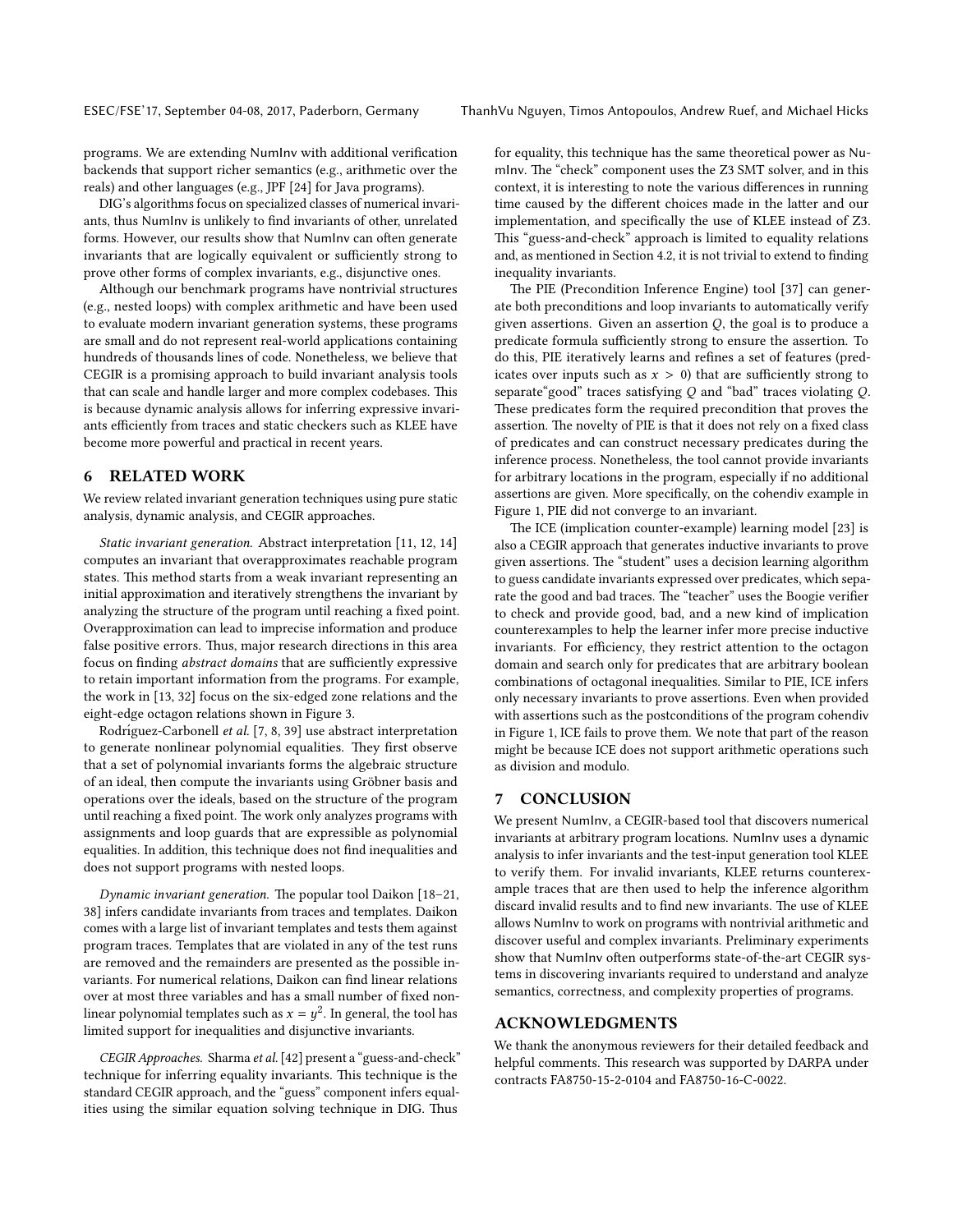programs. We are extending NumInv with additional verification backends that support richer semantics (e.g., arithmetic over the reals) and other languages (e.g., JPF [24] for Java programs).

DIG's algorithms focus on specialized classes of numerical invariants, thus NumInv is unlikely to find invariants of other, unrelated forms. However, our results show that NumInv can often generate invariants that are logically equivalent or sufficiently strong to prove other forms of complex invariants, e.g., disjunctive ones.

Although our benchmark programs have nontrivial structures (e.g., nested loops) with complex arithmetic and have been used to evaluate modern invariant generation systems, these programs are small and do not represent real-world applications containing hundreds of thousands lines of code. Nonetheless, we believe that CEGIR is a promising approach to build invariant analysis tools that can scale and handle larger and more complex codebases. This is because dynamic analysis allows for inferring expressive invariants efficiently from traces and static checkers such as KLEE have become more powerful and practical in recent years.

## 6 RELATED WORK

We review related invariant generation techniques using pure static analysis, dynamic analysis, and CEGIR approaches.

*Static invariant generation.* Abstract interpretation [11, 12, 14] computes an invariant that overapproximates reachable program states. This method starts from a weak invariant representing an initial approximation and iteratively strengthens the invariant by analyzing the structure of the program until reaching a fixed point. Overapproximation can lead to imprecise information and produce false positive errors. Thus, major research directions in this area focus on finding *abstract domains* that are sufficiently expressive to retain important information from the programs. For example, the work in [13, 32] focus on the six-edged zone relations and the eight-edge octagon relations shown in Figure 3.

Rodríguez-Carbonell *et al.* [7, 8, 39] use abstract interpretation to generate nonlinear polynomial equalities. They first observe that a set of polynomial invariants forms the algebraic structure of an ideal, then compute the invariants using Gröbner basis and operations over the ideals, based on the structure of the program until reaching a fixed point. The work only analyzes programs with assignments and loop guards that are expressible as polynomial equalities. In addition, this technique does not find inequalities and does not support programs with nested loops.

*Dynamic invariant generation.* The popular tool Daikon [18–21, 38] infers candidate invariants from traces and templates. Daikon comes with a large list of invariant templates and tests them against program traces. Templates that are violated in any of the test runs are removed and the remainders are presented as the possible invariants. For numerical relations, Daikon can find linear relations over at most three variables and has a small number of fixed nonlinear polynomial templates such as $x = y^2$. In general, the tool has limited support for inequalities and disjunctive invariants.

*CEGIR Approaches.* Sharma *et al.* [42] present a "guess-and-check" technique for inferring equality invariants. This technique is the standard CEGIR approach, and the "guess" component infers equalities using the similar equation solving technique in DIG. Thus for equality, this technique has the same theoretical power as NumInv. The "check" component uses the Z3 SMT solver, and in this context, it is interesting to note the various differences in running time caused by the different choices made in the latter and our implementation, and specifically the use of KLEE instead of Z3. This "guess-and-check" approach is limited to equality relations and, as mentioned in Section 4.2, it is not trivial to extend to finding inequality invariants.

The PIE (Precondition Inference Engine) tool [37] can generate both preconditions and loop invariants to automatically verify given assertions. Given an assertion $Q$, the goal is to produce a predicate formula sufficiently strong to ensure the assertion. To do this, PIE iteratively learns and refines a set of features (predicates over inputs such as $x > 0$) that are sufficiently strong to separate"good" traces satisfying $Q$ and "bad" traces violating $Q$. These predicates form the required precondition that proves the assertion. The novelty of PIE is that it does not rely on a fixed class of predicates and can construct necessary predicates during the inference process. Nonetheless, the tool cannot provide invariants for arbitrary locations in the program, especially if no additional assertions are given. More specifically, on the cohendiv example in Figure 1, PIE did not converge to an invariant.

The ICE (implication counter-example) learning model [23] is also a CEGIR approach that generates inductive invariants to prove given assertions. The "student" uses a decision learning algorithm to guess candidate invariants expressed over predicates, which separate the good and bad traces. The "teacher" uses the Boogie verifier to check and provide good, bad, and a new kind of implication counterexamples to help the learner infer more precise inductive invariants. For efficiency, they restrict attention to the octagon domain and search only for predicates that are arbitrary boolean combinations of octagonal inequalities. Similar to PIE, ICE infers only necessary invariants to prove assertions. Even when provided with assertions such as the postconditions of the program cohendiv in Figure 1, ICE fails to prove them. We note that part of the reason might be because ICE does not support arithmetic operations such as division and modulo.

## 7 CONCLUSION

We present NumInv, a CEGIR-based tool that discovers numerical invariants at arbitrary program locations. NumInv uses a dynamic analysis to infer invariants and the test-input generation tool KLEE to verify them. For invalid invariants, KLEE returns counterexample traces that are then used to help the inference algorithm discard invalid results and to find new invariants. The use of KLEE allows NumInv to work on programs with nontrivial arithmetic and discover useful and complex invariants. Preliminary experiments show that NumInv often outperforms state-of-the-art CEGIR systems in discovering invariants required to understand and analyze semantics, correctness, and complexity properties of programs.

## ACKNOWLEDGMENTS

We thank the anonymous reviewers for their detailed feedback and helpful comments. This research was supported by DARPA under contracts FA8750-15-2-0104 and FA8750-16-C-0022.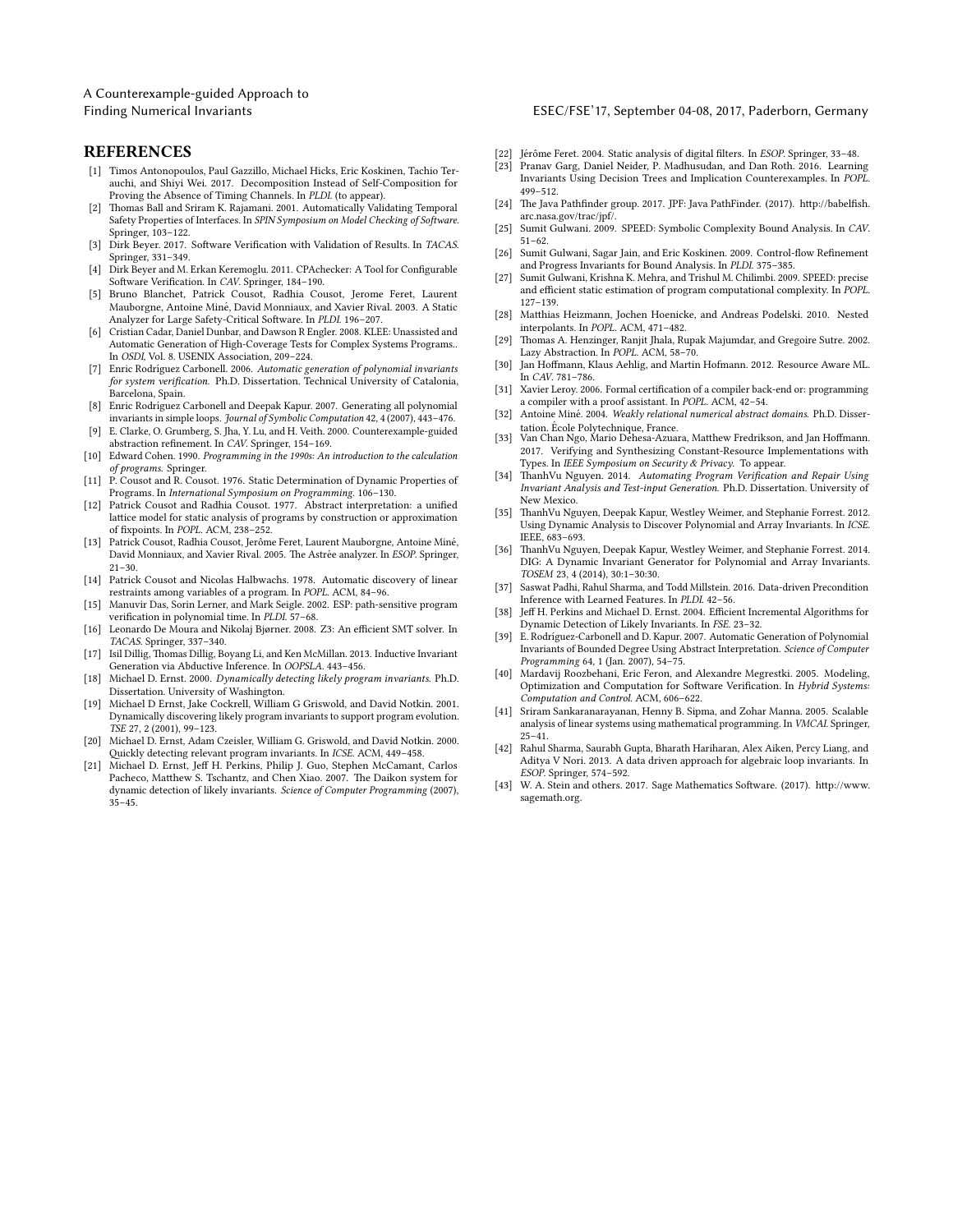## REFERENCES

- [1] Timos Antonopoulos, Paul Gazzillo, Michael Hicks, Eric Koskinen, Tachio Terauchi, and Shiyi Wei. 2017. Decomposition Instead of Self-Composition for Proving the Absence of Timing Channels. In *PLDI*. (to appear).
- [2] Thomas Ball and Sriram K. Rajamani. 2001. Automatically Validating Temporal Safety Properties of Interfaces. In *SPIN Symposium on Model Checking of Software*. Springer, 103–122.
- [3] Dirk Beyer. 2017. Software Verification with Validation of Results. In *TACAS*. Springer, 331–349.
- [4] Dirk Beyer and M. Erkan Keremoglu. 2011. CPAchecker: A Tool for Configurable Software Verification. In *CAV*. Springer, 184–190.
- [5] Bruno Blanchet, Patrick Cousot, Radhia Cousot, Jerome Feret, Laurent Mauborgne, Antoine Miné, David Monniaux, and Xavier Rival. 2003. A Static Analyzer for Large Safety-Critical Software. In *PLDI*. 196–207.
- [6] Cristian Cadar, Daniel Dunbar, and Dawson R Engler. 2008. KLEE: Unassisted and Automatic Generation of High-Coverage Tests for Complex Systems Programs.. In *OSDI*, Vol. 8. USENIX Association, 209–224.
- [7] Enric Rodríguez Carbonell. 2006. *Automatic generation of polynomial invariants for system verification*. Ph.D. Dissertation. Technical University of Catalonia, Barcelona, Spain.
- [8] Enric Rodríguez Carbonell and Deepak Kapur. 2007. Generating all polynomial invariants in simple loops. *Journal of Symbolic Computation* 42, 4 (2007), 443–476.
- [9] E. Clarke, O. Grumberg, S. Jha, Y. Lu, and H. Veith. 2000. Counterexample-guided abstraction refinement. In *CAV*. Springer, 154–169.
- [10] Edward Cohen. 1990. *Programming in the 1990s: An introduction to the calculation of programs*. Springer.
- [11] P. Cousot and R. Cousot. 1976. Static Determination of Dynamic Properties of Programs. In *International Symposium on Programming*. 106–130.
- [12] Patrick Cousot and Radhia Cousot. 1977. Abstract interpretation: a unified lattice model for static analysis of programs by construction or approximation of fixpoints. In *POPL*. ACM, 238–252.
- [13] Patrick Cousot, Radhia Cousot, Jerôme Feret, Laurent Mauborgne, Antoine Miné, David Monniaux, and Xavier Rival. 2005. The Astrée analyzer. In *ESOP*. Springer, 21–30.
- [14] Patrick Cousot and Nicolas Halbwachs. 1978. Automatic discovery of linear restraints among variables of a program. In *POPL*. ACM, 84–96.
- [15] Manuvir Das, Sorin Lerner, and Mark Seigle. 2002. ESP: path-sensitive program verification in polynomial time. In *PLDI*. 57–68.
- [16] Leonardo De Moura and Nikolaj Bjørner. 2008. Z3: An efficient SMT solver. In *TACAS*. Springer, 337–340.
- [17] Isil Dillig, Thomas Dillig, Boyang Li, and Ken McMillan. 2013. Inductive Invariant Generation via Abductive Inference. In *OOPSLA*. 443–456.
- [18] Michael D. Ernst. 2000. *Dynamically detecting likely program invariants*. Ph.D. Dissertation. University of Washington.
- [19] Michael D Ernst, Jake Cockrell, William G Griswold, and David Notkin. 2001. Dynamically discovering likely program invariants to support program evolution. *TSE* 27, 2 (2001), 99–123.
- [20] Michael D. Ernst, Adam Czeisler, William G. Griswold, and David Notkin. 2000. Quickly detecting relevant program invariants. In *ICSE*. ACM, 449–458.
- [21] Michael D. Ernst, Jeff H. Perkins, Philip J. Guo, Stephen McCamant, Carlos Pacheco, Matthew S. Tschantz, and Chen Xiao. 2007. The Daikon system for dynamic detection of likely invariants. *Science of Computer Programming* (2007), 35–45.
- [22] Jérôme Feret. 2004. Static analysis of digital filters. In *ESOP*. Springer, 33–48.
- [23] Pranav Garg, Daniel Neider, P. Madhusudan, and Dan Roth. 2016. Learning Invariants Using Decision Trees and Implication Counterexamples. In *POPL*. 499–512.
- [24] The Java Pathfinder group. 2017. JPF: Java PathFinder. (2017). http://babelfish.arc.nasa.gov/trac/jpf/.
- [25] Sumit Gulwani. 2009. SPEED: Symbolic Complexity Bound Analysis. In *CAV*. 51–62.
- [26] Sumit Gulwani, Sagar Jain, and Eric Koskinen. 2009. Control-flow Refinement and Progress Invariants for Bound Analysis. In *PLDI*. 375–385.
- [27] Sumit Gulwani, Krishna K. Mehra, and Trishul M. Chilimbi. 2009. SPEED: precise and efficient static estimation of program computational complexity. In *POPL*. 127–139.
- [28] Matthias Heizmann, Jochen Hoenicke, and Andreas Podelski. 2010. Nested interpolants. In *POPL*. ACM, 471–482.
- [29] Thomas A. Henzinger, Ranjit Jhala, Rupak Majumdar, and Gregoire Sutre. 2002. Lazy Abstraction. In *POPL*. ACM, 58–70.
- [30] Jan Hoffmann, Klaus Aehlig, and Martin Hofmann. 2012. Resource Aware ML. In *CAV*. 781–786.
- [31] Xavier Leroy. 2006. Formal certification of a compiler back-end or: programming a compiler with a proof assistant. In *POPL*. ACM, 42–54.
- [32] Antoine Miné. 2004. *Weakly relational numerical abstract domains*. Ph.D. Dissertation. École Polytechnique, France.
- [33] Van Chan Ngo, Mario Dehesa-Azuara, Matthew Fredrikson, and Jan Hoffmann. 2017. Verifying and Synthesizing Constant-Resource Implementations with Types. In *IEEE Symposium on Security & Privacy*. To appear.
- [34] ThanhVu Nguyen. 2014. *Automating Program Verification and Repair Using Invariant Analysis and Test-input Generation*. Ph.D. Dissertation. University of New Mexico.
- [35] ThanhVu Nguyen, Deepak Kapur, Westley Weimer, and Stephanie Forrest. 2012. Using Dynamic Analysis to Discover Polynomial and Array Invariants. In *ICSE*. IEEE, 683–693.
- [36] ThanhVu Nguyen, Deepak Kapur, Westley Weimer, and Stephanie Forrest. 2014. DIG: A Dynamic Invariant Generator for Polynomial and Array Invariants. *TOSEM* 23, 4 (2014), 30:1–30:30.
- [37] Saswat Padhi, Rahul Sharma, and Todd Millstein. 2016. Data-driven Precondition Inference with Learned Features. In *PLDI*. 42–56.
- [38] Jeff H. Perkins and Michael D. Ernst. 2004. Efficient Incremental Algorithms for Dynamic Detection of Likely Invariants. In *FSE*. 23–32.
- [39] E. Rodríguez-Carbonell and D. Kapur. 2007. Automatic Generation of Polynomial Invariants of Bounded Degree Using Abstract Interpretation. *Science of Computer Programming* 64, 1 (Jan. 2007), 54–75.
- [40] Mardavij Roozbehani, Eric Feron, and Alexandre Megrestki. 2005. Modeling, Optimization and Computation for Software Verification. In *Hybrid Systems: Computation and Control*. ACM, 606–622.
- [41] Sriram Sankaranarayanan, Henny B. Sipma, and Zohar Manna. 2005. Scalable analysis of linear systems using mathematical programming. In *VMCAI*. Springer, 25–41.
- [42] Rahul Sharma, Saurabh Gupta, Bharath Hariharan, Alex Aiken, Percy Liang, and Aditya V Nori. 2013. A data driven approach for algebraic loop invariants. In *ESOP*. Springer, 574–592.
- [43] W. A. Stein and others. 2017. Sage Mathematics Software. (2017). http://www.sagemath.org.